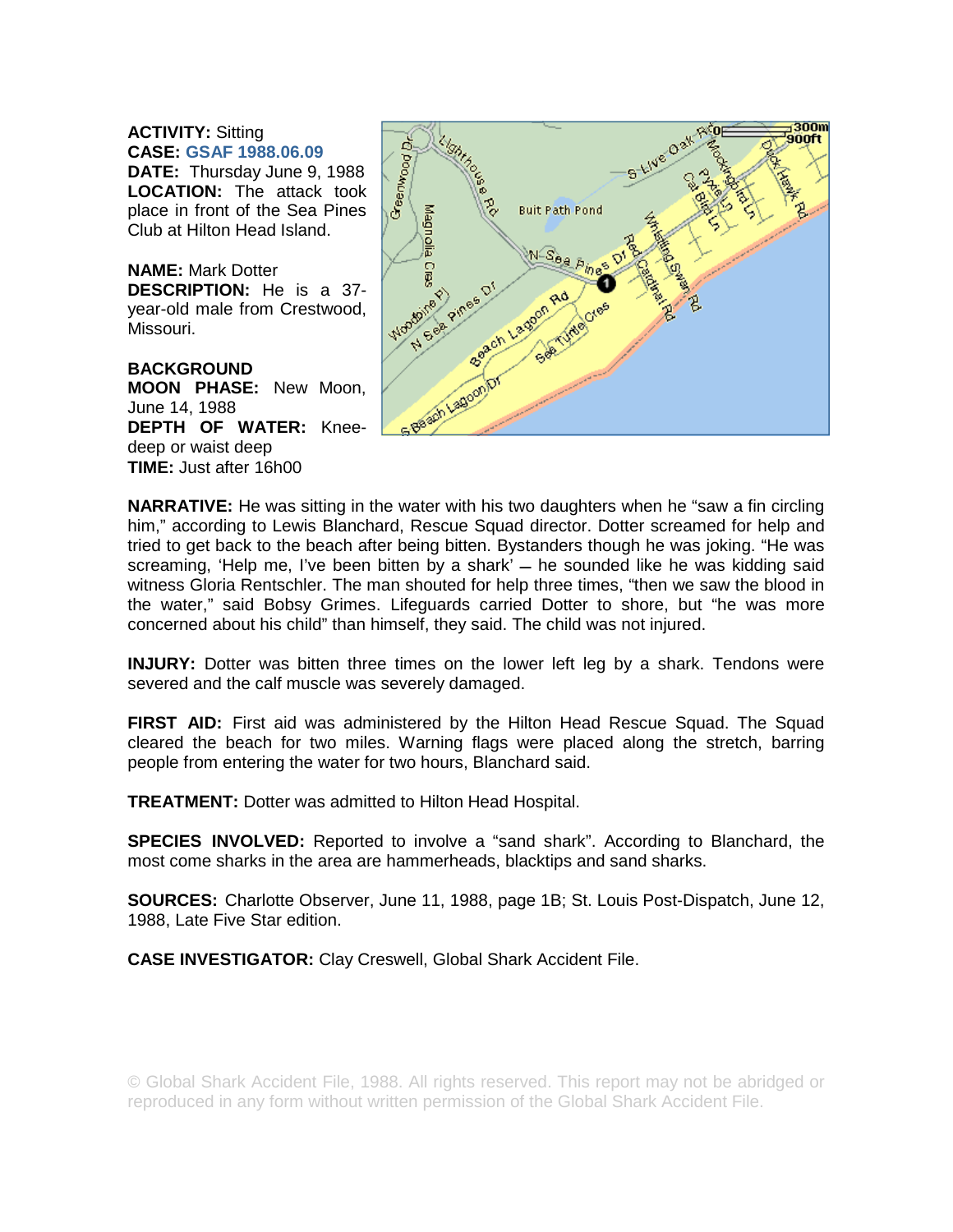**ACTIVITY:** Sitting
**CASE:** GSAF 1988.06.09
**DATE:** Thursday June 9, 1988
**LOCATION:** The attack took place in front of the Sea Pines Club at Hilton Head Island.

**NAME:** Mark Dotter
**DESCRIPTION:** He is a 37-year-old male from Crestwood, Missouri.

**BACKGROUND**
**MOON PHASE:** New Moon, June 14, 1988
**DEPTH OF WATER:** Knee-deep or waist deep
**TIME:** Just after 16h00

**NARRATIVE:** He was sitting in the water with his two daughters when he "saw a fin circling him," according to Lewis Blanchard, Rescue Squad director. Dotter screamed for help and tried to get back to the beach after being bitten. Bystanders though he was joking. "He was screaming, 'Help me, I've been bitten by a shark' – he sounded like he was kidding said witness Gloria Rentschler. The man shouted for help three times, "then we saw the blood in the water," said Bobsy Grimes. Lifeguards carried Dotter to shore, but "he was more concerned about his child" than himself, they said. The child was not injured.

**INJURY:** Dotter was bitten three times on the lower left leg by a shark. Tendons were severed and the calf muscle was severely damaged.

**FIRST AID:** First aid was administered by the Hilton Head Rescue Squad. The Squad cleared the beach for two miles. Warning flags were placed along the stretch, barring people from entering the water for two hours, Blanchard said.

**TREATMENT:** Dotter was admitted to Hilton Head Hospital.

**SPECIES INVOLVED:** Reported to involve a "sand shark". According to Blanchard, the most come sharks in the area are hammerheads, blacktips and sand sharks.

**SOURCES:** Charlotte Observer, June 11, 1988, page 1B; St. Louis Post-Dispatch, June 12, 1988, Late Five Star edition.

**CASE INVESTIGATOR:** Clay Creswell, Global Shark Accident File.

© Global Shark Accident File, 1988. All rights reserved. This report may not be abridged or reproduced in any form without written permission of the Global Shark Accident File.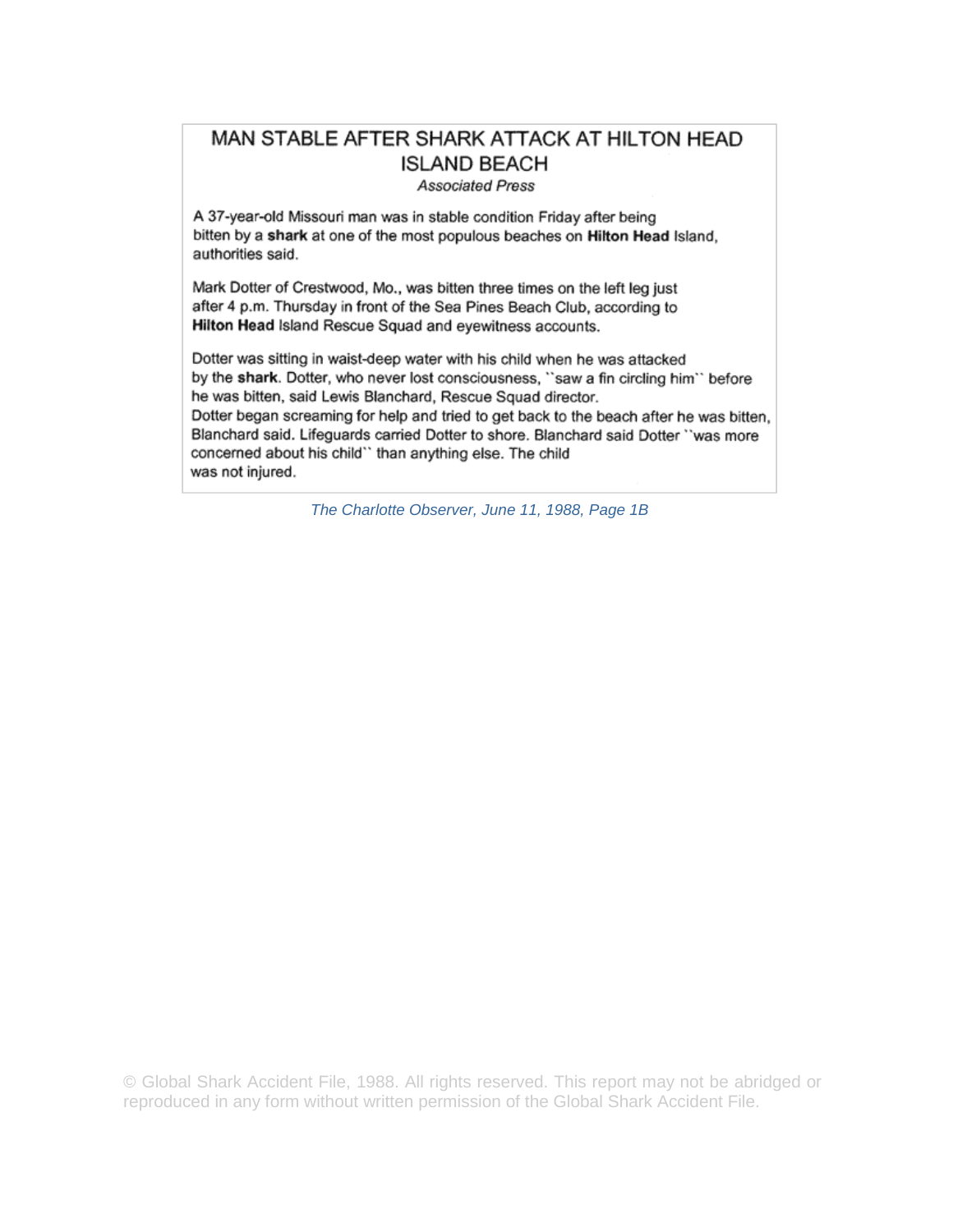# MAN STABLE AFTER SHARK ATTACK AT HILTON HEAD ISLAND BEACH

*Associated Press*

A 37-year-old Missouri man was in stable condition Friday after being bitten by a **shark** at one of the most populous beaches on **Hilton Head** Island, authorities said.

Mark Dotter of Crestwood, Mo., was bitten three times on the left leg just after 4 p.m. Thursday in front of the Sea Pines Beach Club, according to **Hilton Head** Island Rescue Squad and eyewitness accounts.

Dotter was sitting in waist-deep water with his child when he was attacked by the **shark**. Dotter, who never lost consciousness, ``saw a fin circling him`` before he was bitten, said Lewis Blanchard, Rescue Squad director.
Dotter began screaming for help and tried to get back to the beach after he was bitten, Blanchard said. Lifeguards carried Dotter to shore. Blanchard said Dotter ``was more concerned about his child`` than anything else. The child was not injured.

*The Charlotte Observer, June 11, 1988, Page 1B*

© Global Shark Accident File, 1988. All rights reserved. This report may not be abridged or reproduced in any form without written permission of the Global Shark Accident File.